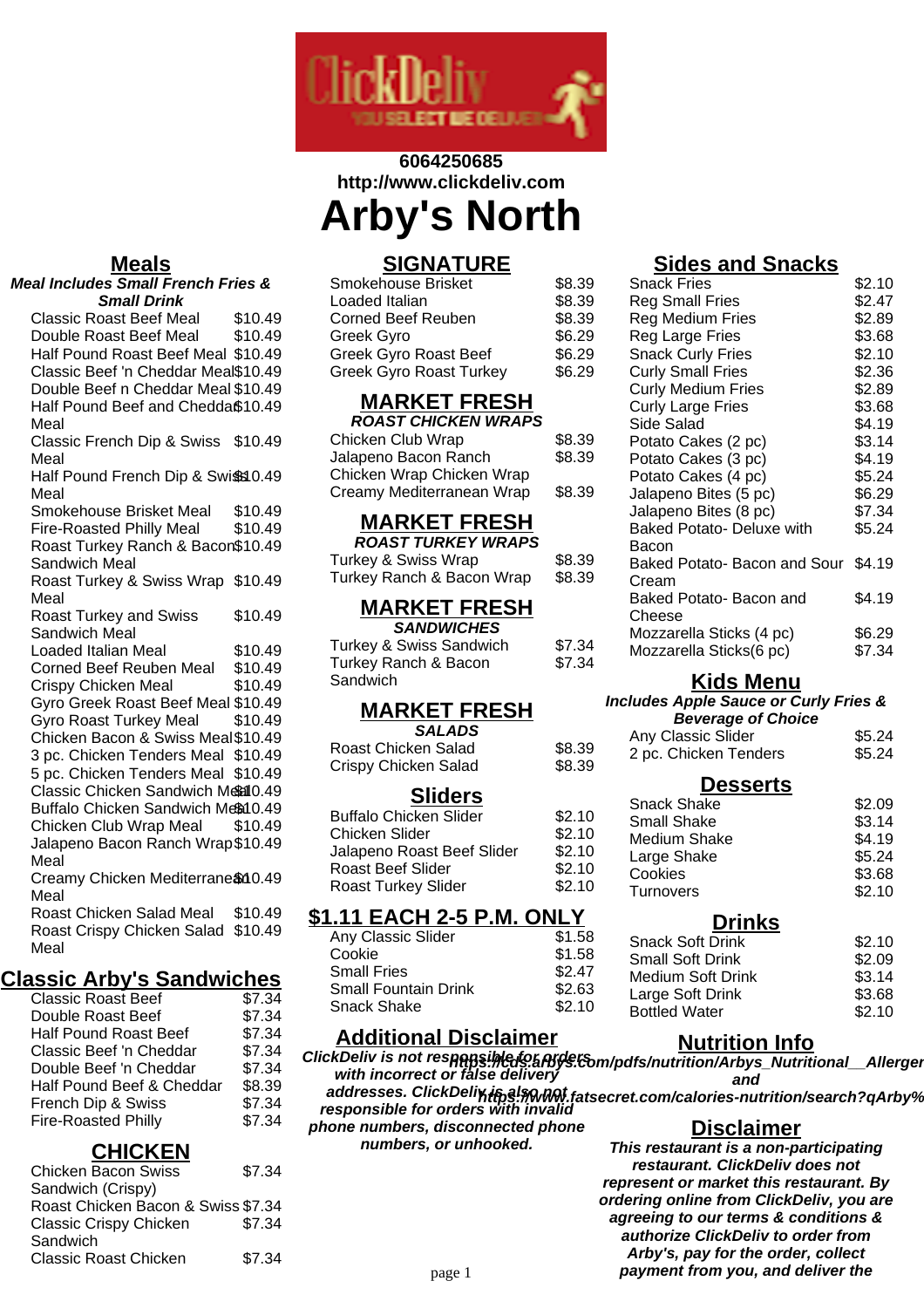6064250685
http://www.clickdeliv.com

# Arby's North

## Meals

***Meal Includes Small French Fries & Small Drink***

| Item | Price |
|---|---|
| Classic Roast Beef Meal | $10.49 |
| Double Roast Beef Meal | $10.49 |
| Half Pound Roast Beef Meal | $10.49 |
| Classic Beef 'n Cheddar Meal | $10.49 |
| Double Beef n Cheddar Meal | $10.49 |
| Half Pound Beef and Cheddar Meal | $10.49 |
| Classic French Dip & Swiss Meal | $10.49 |
| Half Pound French Dip & Swiss Meal | $10.49 |
| Smokehouse Brisket Meal | $10.49 |
| Fire-Roasted Philly Meal | $10.49 |
| Roast Turkey Ranch & Bacon Sandwich Meal | $10.49 |
| Roast Turkey & Swiss Wrap Meal | $10.49 |
| Roast Turkey and Swiss Sandwich Meal | $10.49 |
| Loaded Italian Meal | $10.49 |
| Corned Beef Reuben Meal | $10.49 |
| Crispy Chicken Meal | $10.49 |
| Gyro Greek Roast Beef Meal | $10.49 |
| Gyro Roast Turkey Meal | $10.49 |
| Chicken Bacon & Swiss Meal | $10.49 |
| 3 pc. Chicken Tenders Meal | $10.49 |
| 5 pc. Chicken Tenders Meal | $10.49 |
| Classic Chicken Sandwich Meal | $10.49 |
| Buffalo Chicken Sandwich Meal | $10.49 |
| Chicken Club Wrap Meal | $10.49 |
| Jalapeno Bacon Ranch Wrap Meal | $10.49 |
| Creamy Chicken Mediterranean Meal | $10.49 |
| Roast Chicken Salad Meal | $10.49 |
| Roast Crispy Chicken Salad Meal | $10.49 |

## Classic Arby's Sandwiches

| Item | Price |
|---|---|
| Classic Roast Beef | $7.34 |
| Double Roast Beef | $7.34 |
| Half Pound Roast Beef | $7.34 |
| Classic Beef 'n Cheddar | $7.34 |
| Double Beef 'n Cheddar | $7.34 |
| Half Pound Beef & Cheddar | $8.39 |
| French Dip & Swiss | $7.34 |
| Fire-Roasted Philly | $7.34 |

## CHICKEN

| Item | Price |
|---|---|
| Chicken Bacon Swiss Sandwich (Crispy) | $7.34 |
| Roast Chicken Bacon & Swiss | $7.34 |
| Classic Crispy Chicken Sandwich | $7.34 |
| Classic Roast Chicken | $7.34 |

## SIGNATURE

| Item | Price |
|---|---|
| Smokehouse Brisket | $8.39 |
| Loaded Italian | $8.39 |
| Corned Beef Reuben | $8.39 |
| Greek Gyro | $6.29 |
| Greek Gyro Roast Beef | $6.29 |
| Greek Gyro Roast Turkey | $6.29 |

## MARKET FRESH

***ROAST CHICKEN WRAPS***

| Item | Price |
|---|---|
| Chicken Club Wrap | $8.39 |
| Jalapeno Bacon Ranch | $8.39 |
| Chicken Wrap Chicken Wrap | |
| Creamy Mediterranean Wrap | $8.39 |

## MARKET FRESH

***ROAST CHICKEN WRAPS***

| Item | Price |
|---|---|
| Turkey & Swiss Wrap | $8.39 |
| Turkey Ranch & Bacon Wrap | $8.39 |

## MARKET FRESH

***SANDWICHES***

| Item | Price |
|---|---|
| Turkey & Swiss Sandwich | $7.34 |
| Turkey Ranch & Bacon Sandwich | $7.34 |

## MARKET FRESH

***SALADS***

| Item | Price |
|---|---|
| Roast Chicken Salad | $8.39 |
| Crispy Chicken Salad | $8.39 |

## Sliders

| Item | Price |
|---|---|
| Buffalo Chicken Slider | $2.10 |
| Chicken Slider | $2.10 |
| Jalapeno Roast Beef Slider | $2.10 |
| Roast Beef Slider | $2.10 |
| Roast Turkey Slider | $2.10 |

## $1.11 EACH 2-5 P.M. ONLY

| Item | Price |
|---|---|
| Any Classic Slider | $1.58 |
| Cookie | $1.58 |
| Small Fries | $2.47 |
| Small Fountain Drink | $2.63 |
| Snack Shake | $2.10 |

## Additional Disclaimer

***ClickDeliv is not responsible for orders with incorrect or false delivery addresses. ClickDeliv is also not responsible for orders with invalid phone numbers, disconnected phone numbers, or unhooked.***

## Sides and Snacks

| Item | Price |
|---|---|
| Snack Fries | $2.10 |
| Reg Small Fries | $2.47 |
| Reg Medium Fries | $2.89 |
| Reg Large Fries | $3.68 |
| Snack Curly Fries | $2.10 |
| Curly Small Fries | $2.36 |
| Curly Medium Fries | $2.89 |
| Curly Large Fries | $3.68 |
| Side Salad | $4.19 |
| Potato Cakes (2 pc) | $3.14 |
| Potato Cakes (3 pc) | $4.19 |
| Potato Cakes (4 pc) | $5.24 |
| Jalapeno Bites (5 pc) | $6.29 |
| Jalapeno Bites (8 pc) | $7.34 |
| Baked Potato- Deluxe with Bacon | $5.24 |
| Baked Potato- Bacon and Sour Cream | $4.19 |
| Baked Potato- Bacon and Cheese | $4.19 |
| Mozzarella Sticks (4 pc) | $6.29 |
| Mozzarella Sticks(6 pc) | $7.34 |

## Kids Menu

***Includes Apple Sauce or Curly Fries & Beverage of Choice***

| Item | Price |
|---|---|
| Any Classic Slider | $5.24 |
| 2 pc. Chicken Tenders | $5.24 |

## Desserts

| Item | Price |
|---|---|
| Snack Shake | $2.09 |
| Small Shake | $3.14 |
| Medium Shake | $4.19 |
| Large Shake | $5.24 |
| Cookies | $3.68 |
| Turnovers | $2.10 |

## Drinks

| Item | Price |
|---|---|
| Snack Soft Drink | $2.10 |
| Small Soft Drink | $2.09 |
| Medium Soft Drink | $3.14 |
| Large Soft Drink | $3.68 |
| Bottled Water | $2.10 |

## Nutrition Info

***https://arbys.com/pdfs/nutrition/Arbys_Nutritional__Allergen and https://www.fatsecret.com/calories-nutrition/search?qArby%***

## Disclaimer

***This restaurant is a non-participating restaurant. ClickDeliv does not represent or market this restaurant. By ordering online from ClickDeliv, you are agreeing to our terms & conditions & authorize ClickDeliv to order from Arby's, pay for the order, collect payment from you, and deliver the***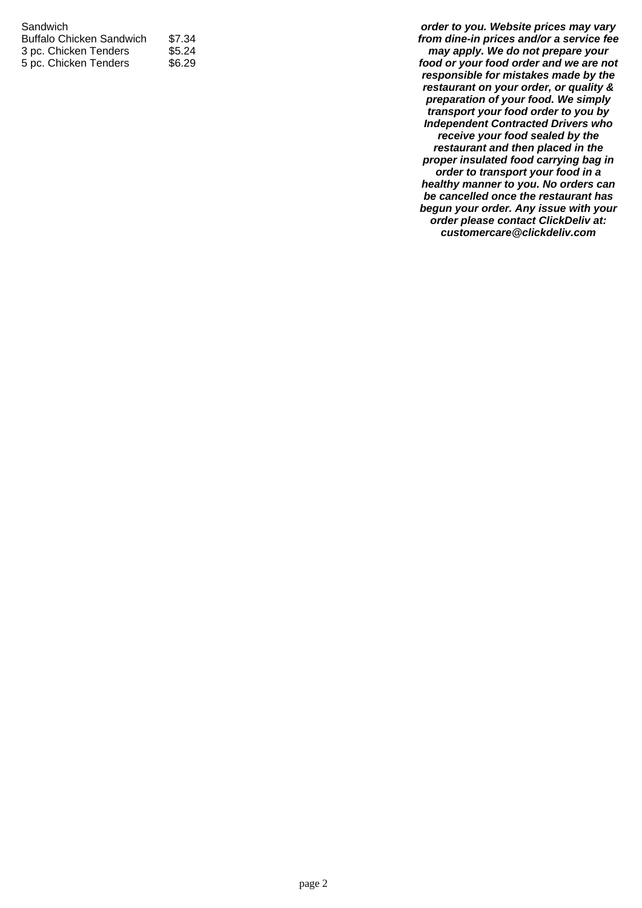| | |
|---|---|
| Sandwich | |
| Buffalo Chicken Sandwich | $7.34 |
| 3 pc. Chicken Tenders | $5.24 |
| 5 pc. Chicken Tenders | $6.29 |

***order to you. Website prices may vary from dine-in prices and/or a service fee may apply. We do not prepare your food or your food order and we are not responsible for mistakes made by the restaurant on your order, or quality & preparation of your food. We simply transport your food order to you by Independent Contracted Drivers who receive your food sealed by the restaurant and then placed in the proper insulated food carrying bag in order to transport your food in a healthy manner to you. No orders can be cancelled once the restaurant has begun your order. Any issue with your order please contact ClickDeliv at: customercare@clickdeliv.com***